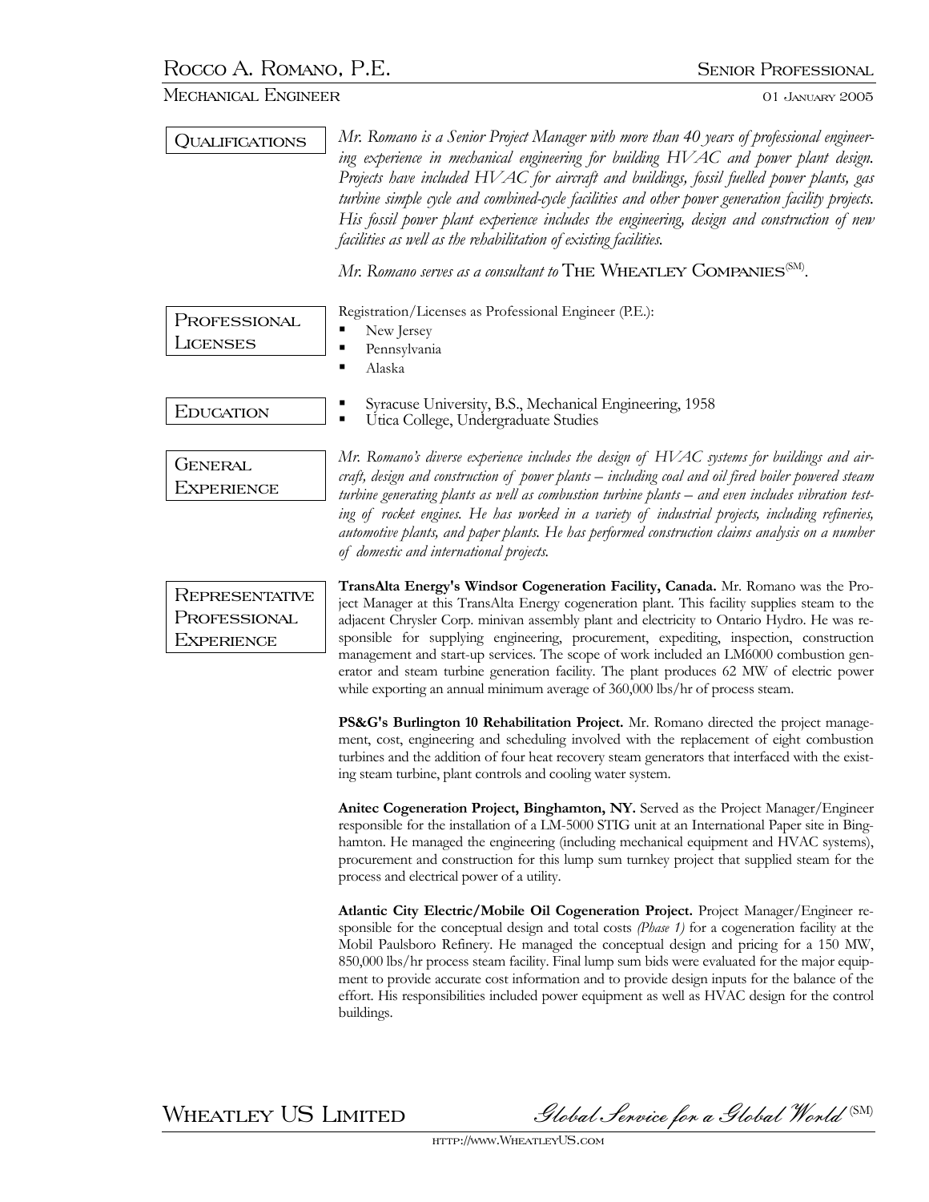# Rocco A. Romano, P.E.

**Senior Professional**

Mechanical Engineer

01 January 2005

## Qualifications

*Mr. Romano is a Senior Project Manager with more than 40 years of professional engineering experience in mechanical engineering for building HVAC and power plant design. Projects have included HVAC for aircraft and buildings, fossil fuelled power plants, gas turbine simple cycle and combined-cycle facilities and other power generation facility projects. His fossil power plant experience includes the engineering, design and construction of new facilities as well as the rehabilitation of existing facilities.*

*Mr. Romano serves as a consultant to* The Wheatley Companies(SM).

## Professional Licenses

Registration/Licenses as Professional Engineer (P.E.):

- New Jersey
- Pennsylvania
- Alaska

## Education

- Syracuse University, B.S., Mechanical Engineering, 1958
- Utica College, Undergraduate Studies

## General Experience

*Mr. Romano's diverse experience includes the design of HVAC systems for buildings and aircraft, design and construction of power plants – including coal and oil fired boiler powered steam turbine generating plants as well as combustion turbine plants – and even includes vibration testing of rocket engines. He has worked in a variety of industrial projects, including refineries, automotive plants, and paper plants. He has performed construction claims analysis on a number of domestic and international projects.*

## Representative Professional Experience

**TransAlta Energy's Windsor Cogeneration Facility, Canada.** Mr. Romano was the Project Manager at this TransAlta Energy cogeneration plant. This facility supplies steam to the adjacent Chrysler Corp. minivan assembly plant and electricity to Ontario Hydro. He was responsible for supplying engineering, procurement, expediting, inspection, construction management and start-up services. The scope of work included an LM6000 combustion generator and steam turbine generation facility. The plant produces 62 MW of electric power while exporting an annual minimum average of 360,000 lbs/hr of process steam.

**PS&G's Burlington 10 Rehabilitation Project.** Mr. Romano directed the project management, cost, engineering and scheduling involved with the replacement of eight combustion turbines and the addition of four heat recovery steam generators that interfaced with the existing steam turbine, plant controls and cooling water system.

**Anitec Cogeneration Project, Binghamton, NY.** Served as the Project Manager/Engineer responsible for the installation of a LM-5000 STIG unit at an International Paper site in Binghamton. He managed the engineering (including mechanical equipment and HVAC systems), procurement and construction for this lump sum turnkey project that supplied steam for the process and electrical power of a utility.

**Atlantic City Electric/Mobile Oil Cogeneration Project.** Project Manager/Engineer responsible for the conceptual design and total costs *(Phase 1)* for a cogeneration facility at the Mobil Paulsboro Refinery. He managed the conceptual design and pricing for a 150 MW, 850,000 lbs/hr process steam facility. Final lump sum bids were evaluated for the major equipment to provide accurate cost information and to provide design inputs for the balance of the effort. His responsibilities included power equipment as well as HVAC design for the control buildings.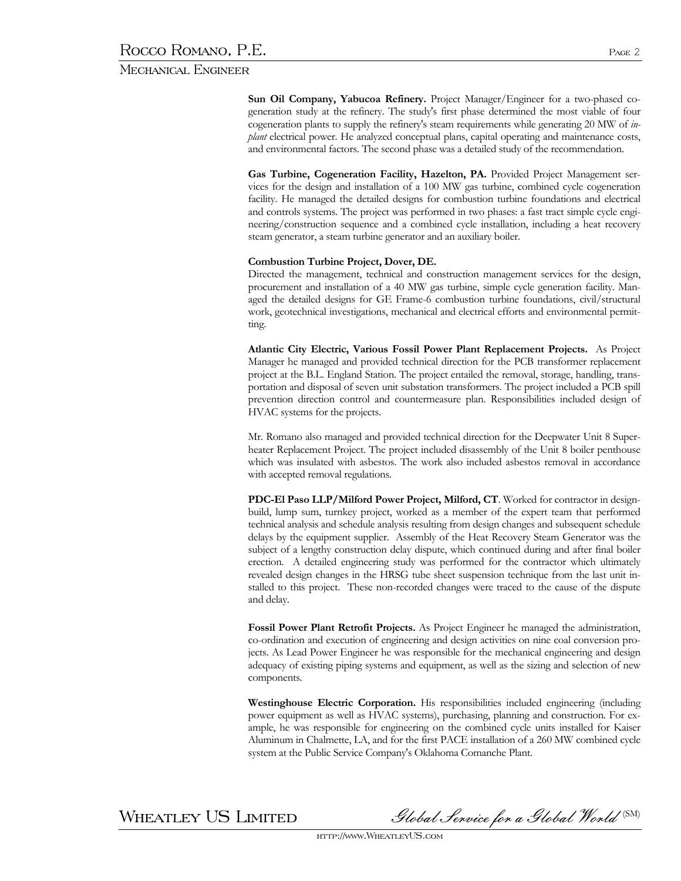**Sun Oil Company, Yabucoa Refinery.** Project Manager/Engineer for a two-phased cogeneration study at the refinery. The study's first phase determined the most viable of four cogeneration plants to supply the refinery's steam requirements while generating 20 MW of *in-plant* electrical power. He analyzed conceptual plans, capital operating and maintenance costs, and environmental factors. The second phase was a detailed study of the recommendation.

**Gas Turbine, Cogeneration Facility, Hazelton, PA.** Provided Project Management services for the design and installation of a 100 MW gas turbine, combined cycle cogeneration facility. He managed the detailed designs for combustion turbine foundations and electrical and controls systems. The project was performed in two phases: a fast tract simple cycle engineering/construction sequence and a combined cycle installation, including a heat recovery steam generator, a steam turbine generator and an auxiliary boiler.

**Combustion Turbine Project, Dover, DE.**
Directed the management, technical and construction management services for the design, procurement and installation of a 40 MW gas turbine, simple cycle generation facility. Managed the detailed designs for GE Frame-6 combustion turbine foundations, civil/structural work, geotechnical investigations, mechanical and electrical efforts and environmental permitting.

**Atlantic City Electric, Various Fossil Power Plant Replacement Projects.** As Project Manager he managed and provided technical direction for the PCB transformer replacement project at the B.L. England Station. The project entailed the removal, storage, handling, transportation and disposal of seven unit substation transformers. The project included a PCB spill prevention direction control and countermeasure plan. Responsibilities included design of HVAC systems for the projects.

Mr. Romano also managed and provided technical direction for the Deepwater Unit 8 Superheater Replacement Project. The project included disassembly of the Unit 8 boiler penthouse which was insulated with asbestos. The work also included asbestos removal in accordance with accepted removal regulations.

**PDC-El Paso LLP/Milford Power Project, Milford, CT**. Worked for contractor in design-build, lump sum, turnkey project, worked as a member of the expert team that performed technical analysis and schedule analysis resulting from design changes and subsequent schedule delays by the equipment supplier. Assembly of the Heat Recovery Steam Generator was the subject of a lengthy construction delay dispute, which continued during and after final boiler erection. A detailed engineering study was performed for the contractor which ultimately revealed design changes in the HRSG tube sheet suspension technique from the last unit installed to this project. These non-recorded changes were traced to the cause of the dispute and delay.

**Fossil Power Plant Retrofit Projects.** As Project Engineer he managed the administration, co-ordination and execution of engineering and design activities on nine coal conversion projects. As Lead Power Engineer he was responsible for the mechanical engineering and design adequacy of existing piping systems and equipment, as well as the sizing and selection of new components.

**Westinghouse Electric Corporation.** His responsibilities included engineering (including power equipment as well as HVAC systems), purchasing, planning and construction. For example, he was responsible for engineering on the combined cycle units installed for Kaiser Aluminum in Chalmette, LA, and for the first PACE installation of a 260 MW combined cycle system at the Public Service Company's Oklahoma Comanche Plant.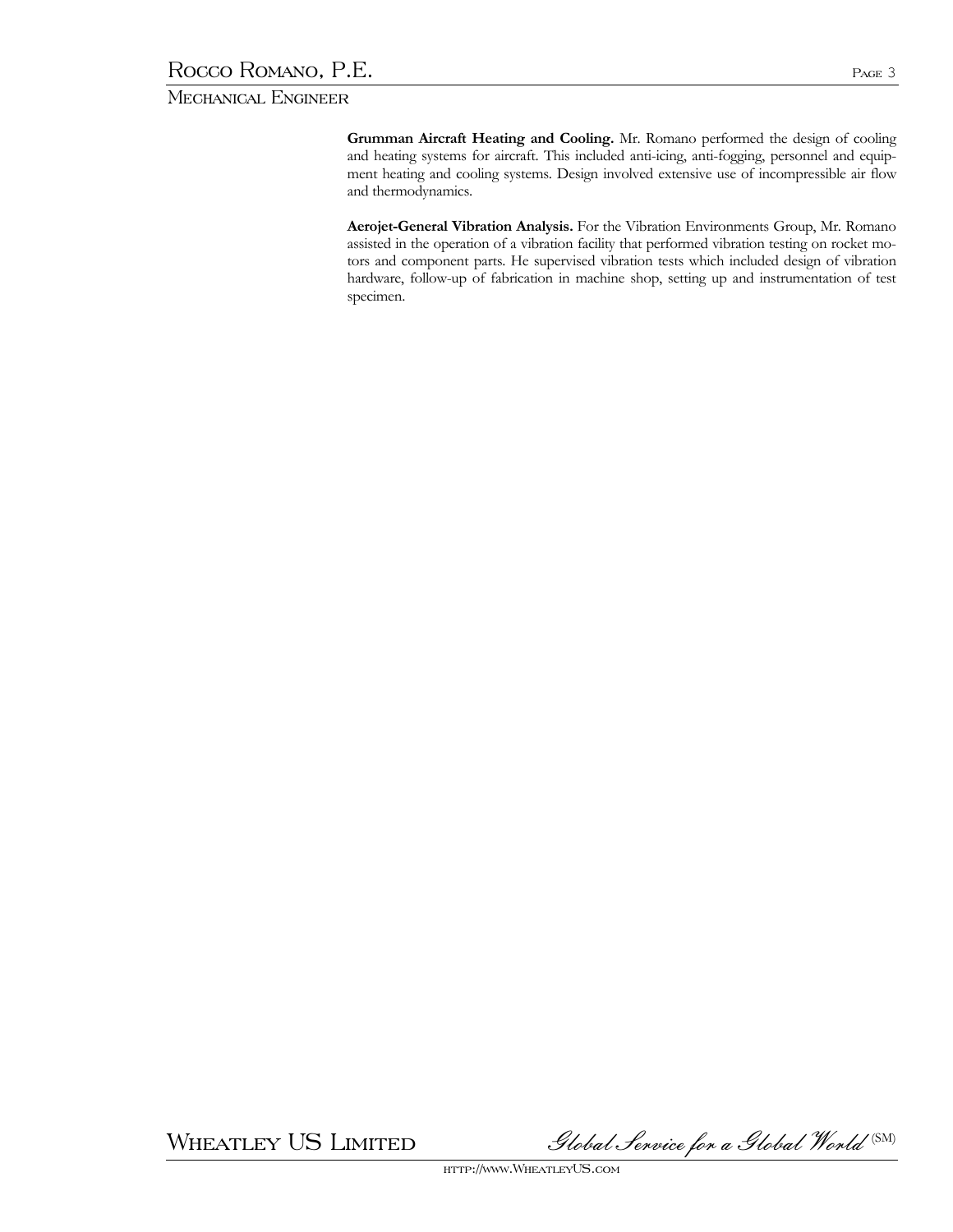**Grumman Aircraft Heating and Cooling.** Mr. Romano performed the design of cooling and heating systems for aircraft. This included anti-icing, anti-fogging, personnel and equipment heating and cooling systems. Design involved extensive use of incompressible air flow and thermodynamics.

**Aerojet-General Vibration Analysis.** For the Vibration Environments Group, Mr. Romano assisted in the operation of a vibration facility that performed vibration testing on rocket motors and component parts. He supervised vibration tests which included design of vibration hardware, follow-up of fabrication in machine shop, setting up and instrumentation of test specimen.